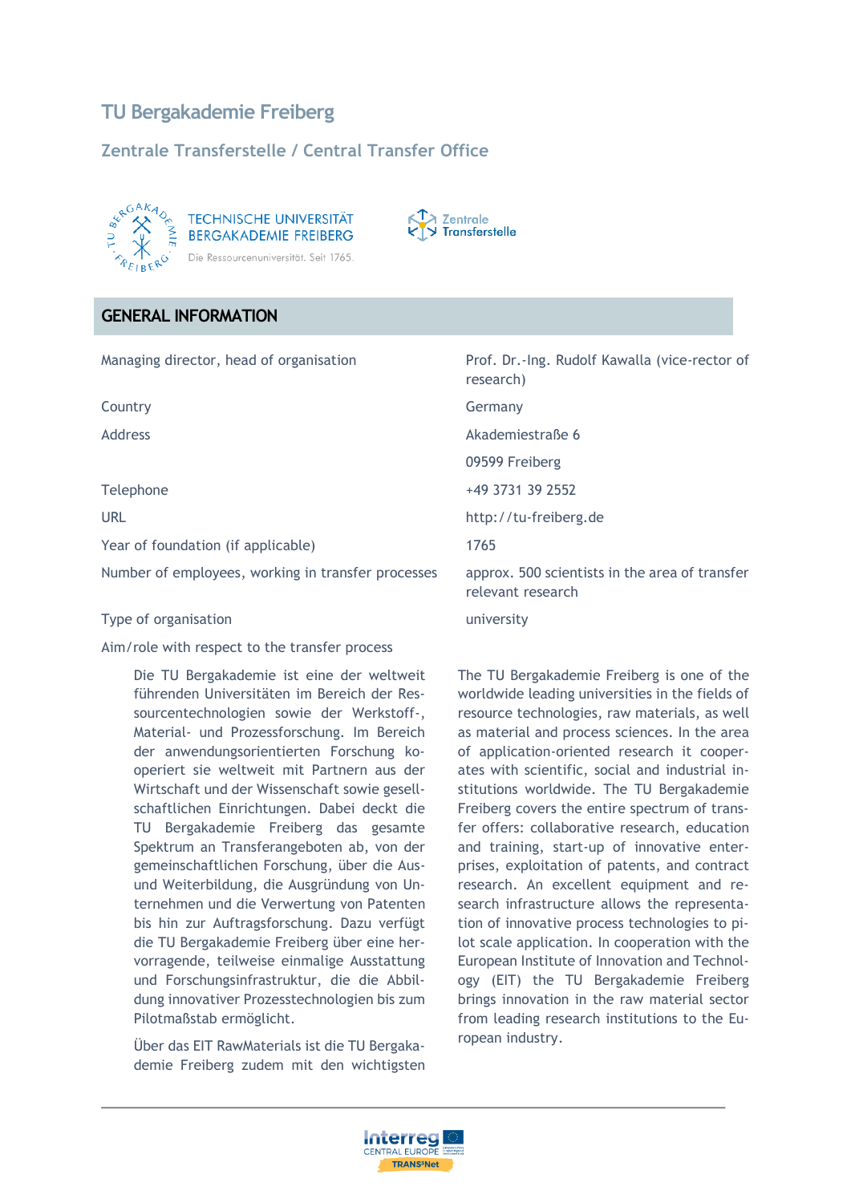# TU Bergakademie Freiberg

## Zentrale Transferstelle / Central Transfer Office

## GENERAL INFORMATION

| | |
|---|---|
| Managing director, head of organisation | Prof. Dr.-Ing. Rudolf Kawalla (vice-rector of research) |
| Country | Germany |
| Address | Akademiestraße 6<br>09599 Freiberg |
| Telephone | +49 3731 39 2552 |
| URL | http://tu-freiberg.de |
| Year of foundation (if applicable) | 1765 |
| Number of employees, working in transfer processes | approx. 500 scientists in the area of transfer relevant research |
| Type of organisation | university |

Aim/role with respect to the transfer process

Die TU Bergakademie ist eine der weltweit führenden Universitäten im Bereich der Ressourcentechnologien sowie der Werkstoff-, Material- und Prozessforschung. Im Bereich der anwendungsorientierten Forschung kooperiert sie weltweit mit Partnern aus der Wirtschaft und der Wissenschaft sowie gesellschaftlichen Einrichtungen. Dabei deckt die TU Bergakademie Freiberg das gesamte Spektrum an Transferangeboten ab, von der gemeinschaftlichen Forschung, über die Aus- und Weiterbildung, die Ausgründung von Unternehmen und die Verwertung von Patenten bis hin zur Auftragsforschung. Dazu verfügt die TU Bergakademie Freiberg über eine hervorragende, teilweise einmalige Ausstattung und Forschungsinfrastruktur, die die Abbildung innovativer Prozesstechnologien bis zum Pilotmaßstab ermöglicht.

Über das EIT RawMaterials ist die TU Bergakademie Freiberg zudem mit den wichtigsten

The TU Bergakademie Freiberg is one of the worldwide leading universities in the fields of resource technologies, raw materials, as well as material and process sciences. In the area of application-oriented research it cooperates with scientific, social and industrial institutions worldwide. The TU Bergakademie Freiberg covers the entire spectrum of transfer offers: collaborative research, education and training, start-up of innovative enterprises, exploitation of patents, and contract research. An excellent equipment and research infrastructure allows the representation of innovative process technologies to pilot scale application. In cooperation with the European Institute of Innovation and Technology (EIT) the TU Bergakademie Freiberg brings innovation in the raw material sector from leading research institutions to the European industry.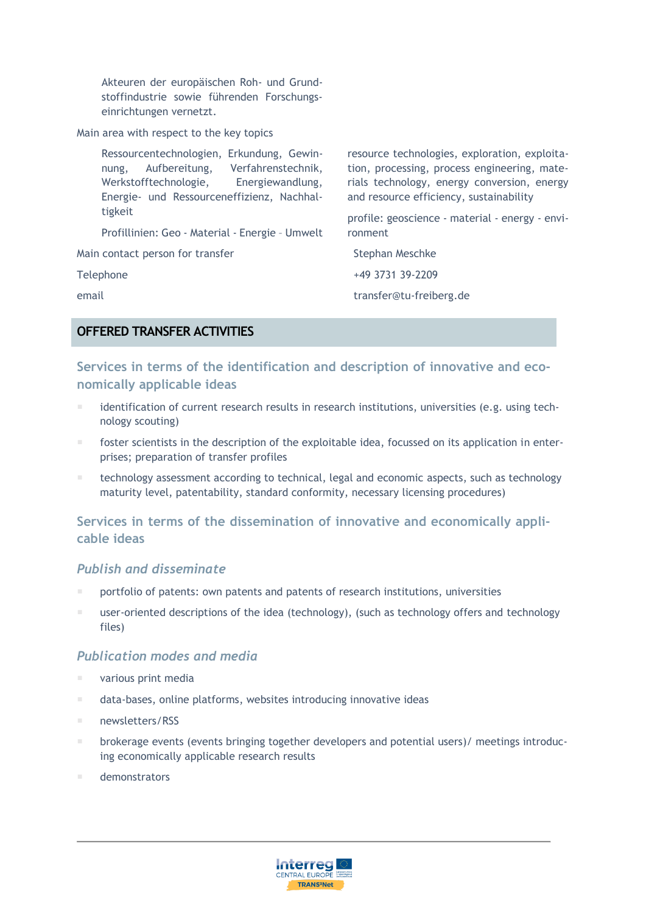Akteuren der europäischen Roh- und Grundstoffindustrie sowie führenden Forschungseinrichtungen vernetzt.

| | | |
|---|---|---|
| Main area with respect to the key topics | Ressourcentechnologien, Erkundung, Gewinnung, Aufbereitung, Verfahrenstechnik, Werkstofftechnologie, Energiewandlung, Energie- und Ressourceneffizienz, Nachhaltigkeit<br><br>Profillinien: Geo - Material - Energie – Umwelt | resource technologies, exploration, exploitation, processing, process engineering, materials technology, energy conversion, energy and resource efficiency, sustainability<br><br>profile: geoscience - material - energy - environment |
| Main contact person for transfer | | Stephan Meschke |
| Telephone | | +49 3731 39-2209 |
| email | | transfer@tu-freiberg.de |

## OFFERED TRANSFER ACTIVITIES

### Services in terms of the identification and description of innovative and economically applicable ideas

- identification of current research results in research institutions, universities (e.g. using technology scouting)
- foster scientists in the description of the exploitable idea, focussed on its application in enterprises; preparation of transfer profiles
- technology assessment according to technical, legal and economic aspects, such as technology maturity level, patentability, standard conformity, necessary licensing procedures)

### Services in terms of the dissemination of innovative and economically applicable ideas

#### *Publish and disseminate*

- portfolio of patents: own patents and patents of research institutions, universities
- user-oriented descriptions of the idea (technology), (such as technology offers and technology files)

#### *Publication modes and media*

- various print media
- data-bases, online platforms, websites introducing innovative ideas
- newsletters/RSS
- brokerage events (events bringing together developers and potential users)/ meetings introducing economically applicable research results
- demonstrators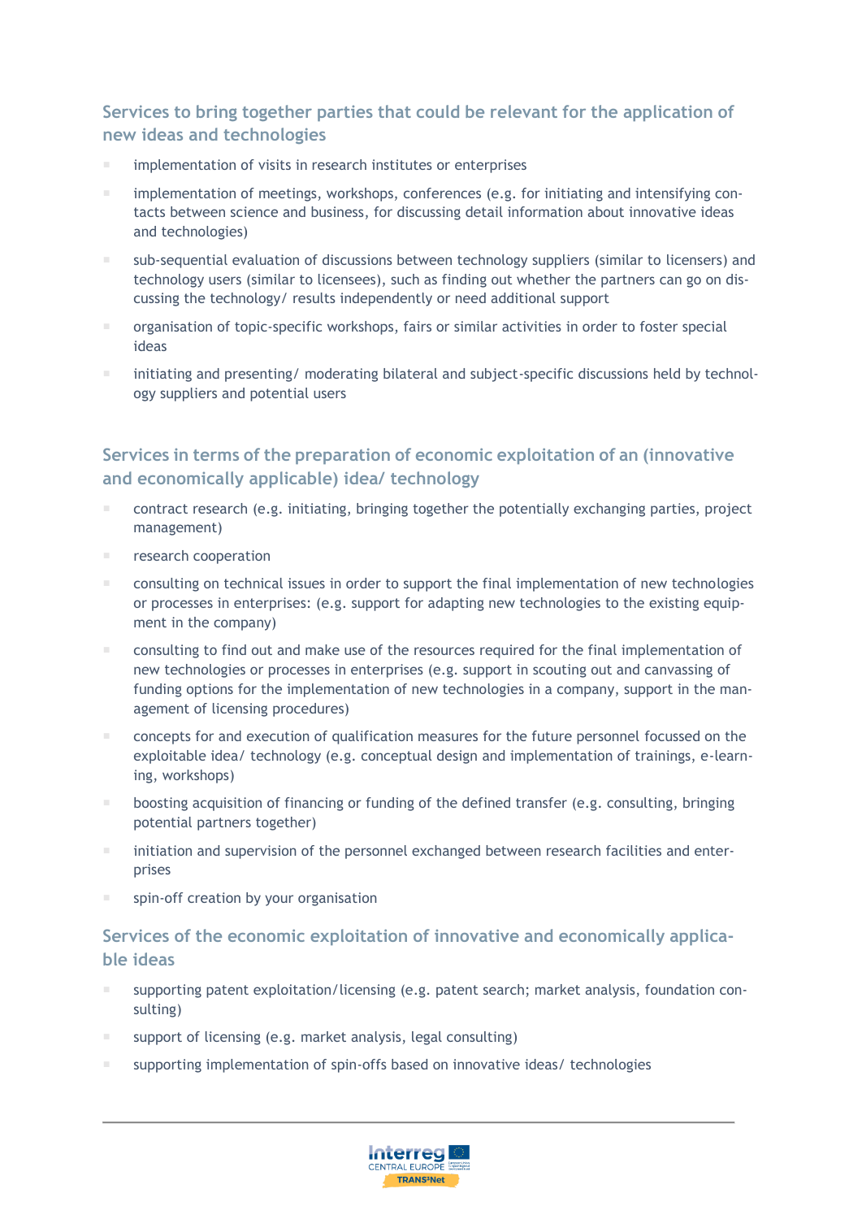### Services to bring together parties that could be relevant for the application of new ideas and technologies

- implementation of visits in research institutes or enterprises
- implementation of meetings, workshops, conferences (e.g. for initiating and intensifying contacts between science and business, for discussing detail information about innovative ideas and technologies)
- sub-sequential evaluation of discussions between technology suppliers (similar to licensers) and technology users (similar to licensees), such as finding out whether the partners can go on discussing the technology/ results independently or need additional support
- organisation of topic-specific workshops, fairs or similar activities in order to foster special ideas
- initiating and presenting/ moderating bilateral and subject-specific discussions held by technology suppliers and potential users

### Services in terms of the preparation of economic exploitation of an (innovative and economically applicable) idea/ technology

- contract research (e.g. initiating, bringing together the potentially exchanging parties, project management)
- research cooperation
- consulting on technical issues in order to support the final implementation of new technologies or processes in enterprises: (e.g. support for adapting new technologies to the existing equipment in the company)
- consulting to find out and make use of the resources required for the final implementation of new technologies or processes in enterprises (e.g. support in scouting out and canvassing of funding options for the implementation of new technologies in a company, support in the management of licensing procedures)
- concepts for and execution of qualification measures for the future personnel focussed on the exploitable idea/ technology (e.g. conceptual design and implementation of trainings, e-learning, workshops)
- boosting acquisition of financing or funding of the defined transfer (e.g. consulting, bringing potential partners together)
- initiation and supervision of the personnel exchanged between research facilities and enterprises
- spin-off creation by your organisation

### Services of the economic exploitation of innovative and economically applicable ideas

- supporting patent exploitation/licensing (e.g. patent search; market analysis, foundation consulting)
- support of licensing (e.g. market analysis, legal consulting)
- supporting implementation of spin-offs based on innovative ideas/ technologies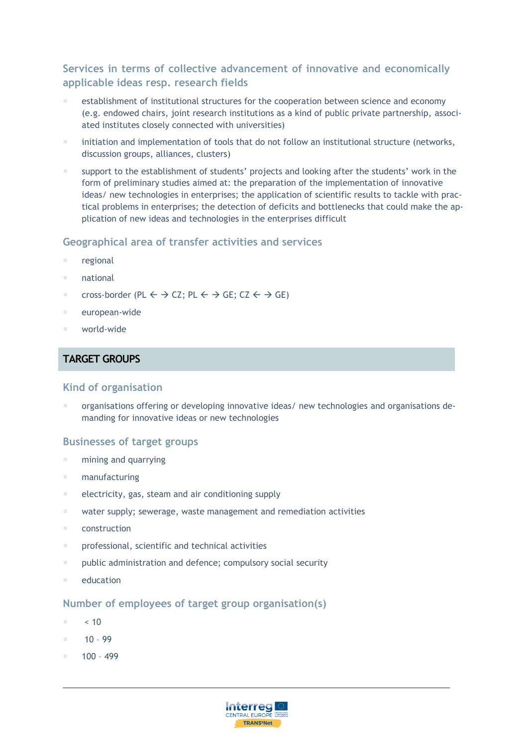### Services in terms of collective advancement of innovative and economically applicable ideas resp. research fields

- establishment of institutional structures for the cooperation between science and economy (e.g. endowed chairs, joint research institutions as a kind of public private partnership, associated institutes closely connected with universities)
- initiation and implementation of tools that do not follow an institutional structure (networks, discussion groups, alliances, clusters)
- support to the establishment of students' projects and looking after the students' work in the form of preliminary studies aimed at: the preparation of the implementation of innovative ideas/ new technologies in enterprises; the application of scientific results to tackle with practical problems in enterprises; the detection of deficits and bottlenecks that could make the application of new ideas and technologies in the enterprises difficult

### Geographical area of transfer activities and services

- regional
- national
- cross-border (PL ← → CZ; PL ← → GE; CZ ← → GE)
- european-wide
- world-wide

## TARGET GROUPS

### Kind of organisation

- organisations offering or developing innovative ideas/ new technologies and organisations demanding for innovative ideas or new technologies

### Businesses of target groups

- mining and quarrying
- manufacturing
- electricity, gas, steam and air conditioning supply
- water supply; sewerage, waste management and remediation activities
- construction
- professional, scientific and technical activities
- public administration and defence; compulsory social security
- education

### Number of employees of target group organisation(s)

- < 10
- 10 – 99
- 100 – 499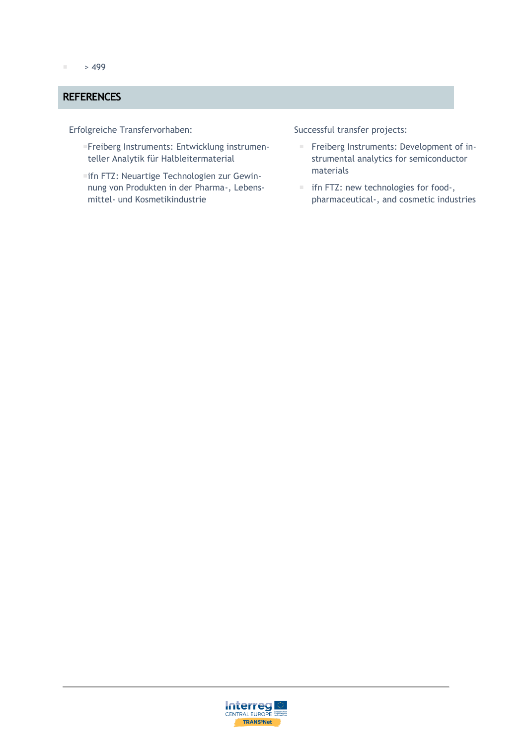> 499

## REFERENCES

Erfolgreiche Transfervorhaben:

- Freiberg Instruments: Entwicklung instrumenteller Analytik für Halbleitermaterial
- ifn FTZ: Neuartige Technologien zur Gewinnung von Produkten in der Pharma-, Lebensmittel- und Kosmetikindustrie

Successful transfer projects:

- Freiberg Instruments: Development of instrumental analytics for semiconductor materials
- ifn FTZ: new technologies for food-, pharmaceutical-, and cosmetic industries